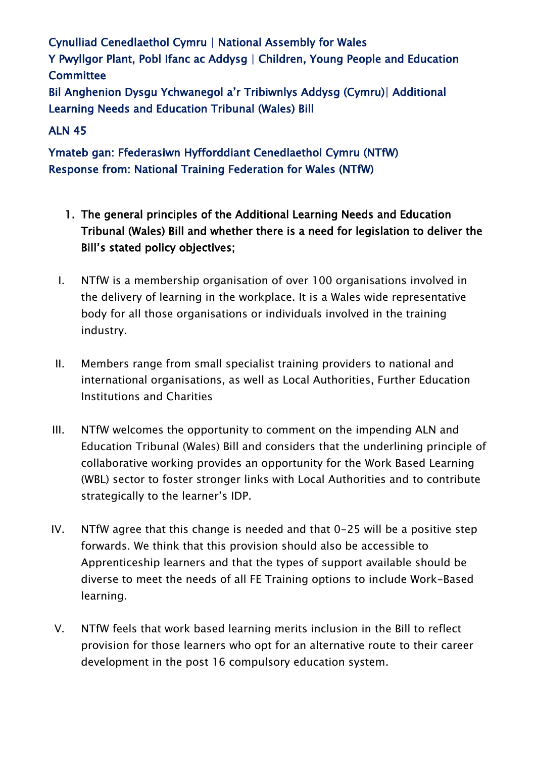Cynulliad Cenedlaethol Cymru | National Assembly for Wales
Y Pwyllgor Plant, Pobl Ifanc ac Addysg | Children, Young People and Education Committee
Bil Anghenion Dysgu Ychwanegol a'r Tribiwnlys Addysg (Cymru)| Additional Learning Needs and Education Tribunal (Wales) Bill

ALN 45

Ymateb gan: Ffederasiwn Hyfforddiant Cenedlaethol Cymru (NTfW)
Response from: National Training Federation for Wales (NTfW)

1. **The general principles of the Additional Learning Needs and Education Tribunal (Wales) Bill and whether there is a need for legislation to deliver the Bill's stated policy objectives;**

I. NTfW is a membership organisation of over 100 organisations involved in the delivery of learning in the workplace. It is a Wales wide representative body for all those organisations or individuals involved in the training industry.

II. Members range from small specialist training providers to national and international organisations, as well as Local Authorities, Further Education Institutions and Charities

III. NTfW welcomes the opportunity to comment on the impending ALN and Education Tribunal (Wales) Bill and considers that the underlining principle of collaborative working provides an opportunity for the Work Based Learning (WBL) sector to foster stronger links with Local Authorities and to contribute strategically to the learner's IDP.

IV. NTfW agree that this change is needed and that 0-25 will be a positive step forwards. We think that this provision should also be accessible to Apprenticeship learners and that the types of support available should be diverse to meet the needs of all FE Training options to include Work-Based learning.

V. NTfW feels that work based learning merits inclusion in the Bill to reflect provision for those learners who opt for an alternative route to their career development in the post 16 compulsory education system.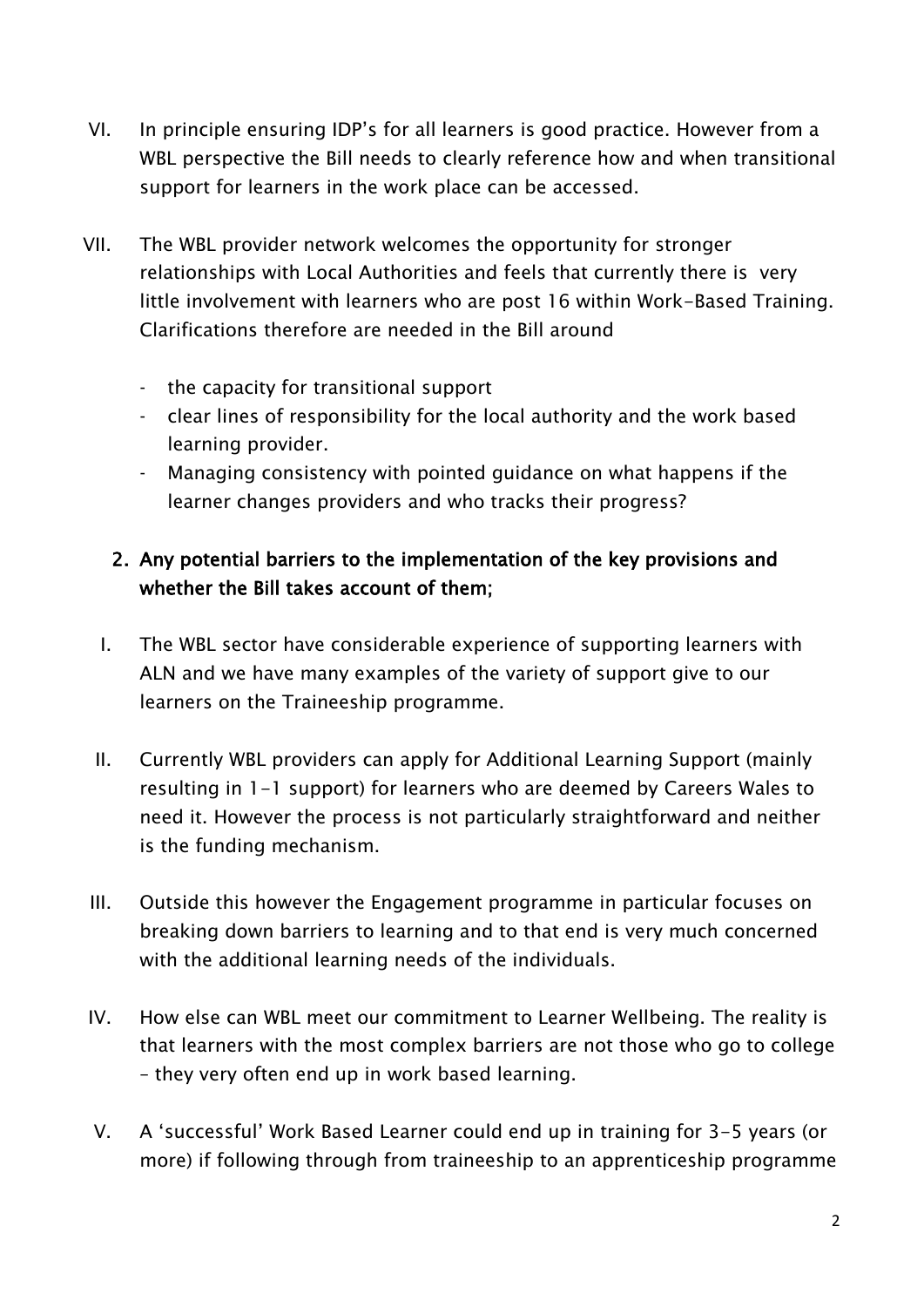VI. In principle ensuring IDP's for all learners is good practice. However from a WBL perspective the Bill needs to clearly reference how and when transitional support for learners in the work place can be accessed.

VII. The WBL provider network welcomes the opportunity for stronger relationships with Local Authorities and feels that currently there is very little involvement with learners who are post 16 within Work-Based Training. Clarifications therefore are needed in the Bill around

- the capacity for transitional support
- clear lines of responsibility for the local authority and the work based learning provider.
- Managing consistency with pointed guidance on what happens if the learner changes providers and who tracks their progress?

**2. Any potential barriers to the implementation of the key provisions and whether the Bill takes account of them;**

I. The WBL sector have considerable experience of supporting learners with ALN and we have many examples of the variety of support give to our learners on the Traineeship programme.

II. Currently WBL providers can apply for Additional Learning Support (mainly resulting in 1-1 support) for learners who are deemed by Careers Wales to need it. However the process is not particularly straightforward and neither is the funding mechanism.

III. Outside this however the Engagement programme in particular focuses on breaking down barriers to learning and to that end is very much concerned with the additional learning needs of the individuals.

IV. How else can WBL meet our commitment to Learner Wellbeing. The reality is that learners with the most complex barriers are not those who go to college – they very often end up in work based learning.

V. A 'successful' Work Based Learner could end up in training for 3-5 years (or more) if following through from traineeship to an apprenticeship programme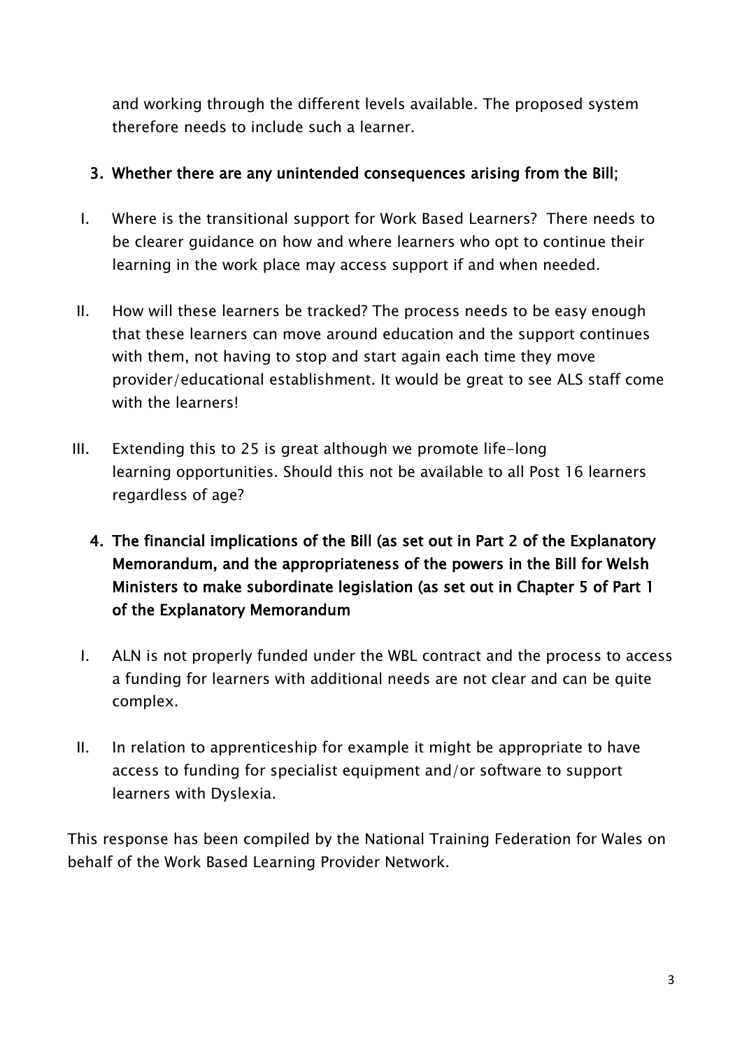and working through the different levels available. The proposed system therefore needs to include such a learner.

3. **Whether there are any unintended consequences arising from the Bill;**

I. Where is the transitional support for Work Based Learners? There needs to be clearer guidance on how and where learners who opt to continue their learning in the work place may access support if and when needed.

II. How will these learners be tracked? The process needs to be easy enough that these learners can move around education and the support continues with them, not having to stop and start again each time they move provider/educational establishment. It would be great to see ALS staff come with the learners!

III. Extending this to 25 is great although we promote life-long learning opportunities. Should this not be available to all Post 16 learners regardless of age?

4. **The financial implications of the Bill (as set out in Part 2 of the Explanatory Memorandum, and the appropriateness of the powers in the Bill for Welsh Ministers to make subordinate legislation (as set out in Chapter 5 of Part 1 of the Explanatory Memorandum**

I. ALN is not properly funded under the WBL contract and the process to access a funding for learners with additional needs are not clear and can be quite complex.

II. In relation to apprenticeship for example it might be appropriate to have access to funding for specialist equipment and/or software to support learners with Dyslexia.

This response has been compiled by the National Training Federation for Wales on behalf of the Work Based Learning Provider Network.